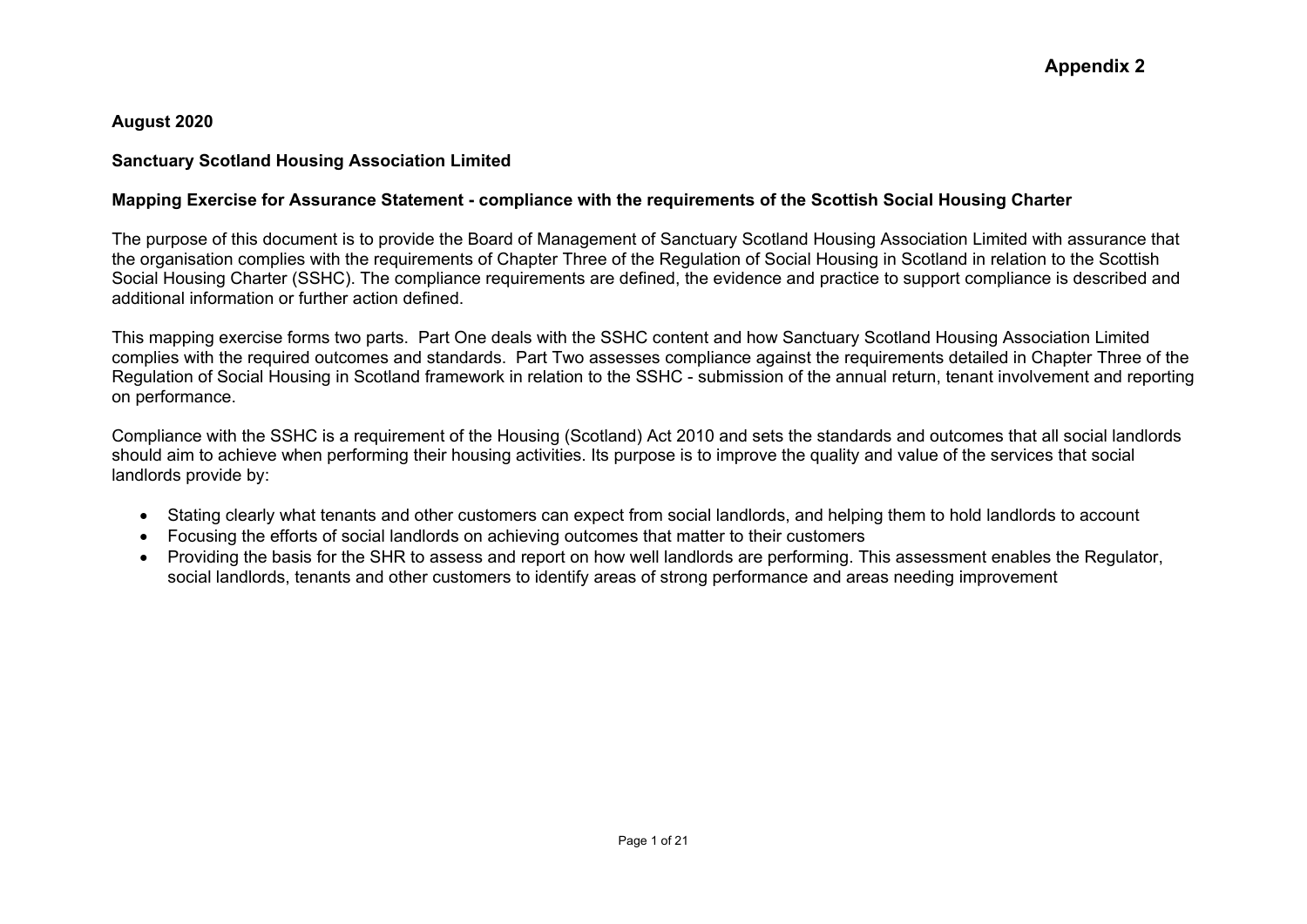**Appendix 2**

**August 2020**

**Sanctuary Scotland Housing Association Limited**

**Mapping Exercise for Assurance Statement - compliance with the requirements of the Scottish Social Housing Charter**

The purpose of this document is to provide the Board of Management of Sanctuary Scotland Housing Association Limited with assurance that the organisation complies with the requirements of Chapter Three of the Regulation of Social Housing in Scotland in relation to the Scottish Social Housing Charter (SSHC). The compliance requirements are defined, the evidence and practice to support compliance is described and additional information or further action defined.

This mapping exercise forms two parts. Part One deals with the SSHC content and how Sanctuary Scotland Housing Association Limited complies with the required outcomes and standards. Part Two assesses compliance against the requirements detailed in Chapter Three of the Regulation of Social Housing in Scotland framework in relation to the SSHC - submission of the annual return, tenant involvement and reporting on performance.

Compliance with the SSHC is a requirement of the Housing (Scotland) Act 2010 and sets the standards and outcomes that all social landlords should aim to achieve when performing their housing activities. Its purpose is to improve the quality and value of the services that social landlords provide by:

- Stating clearly what tenants and other customers can expect from social landlords, and helping them to hold landlords to account
- Focusing the efforts of social landlords on achieving outcomes that matter to their customers
- Providing the basis for the SHR to assess and report on how well landlords are performing. This assessment enables the Regulator, social landlords, tenants and other customers to identify areas of strong performance and areas needing improvement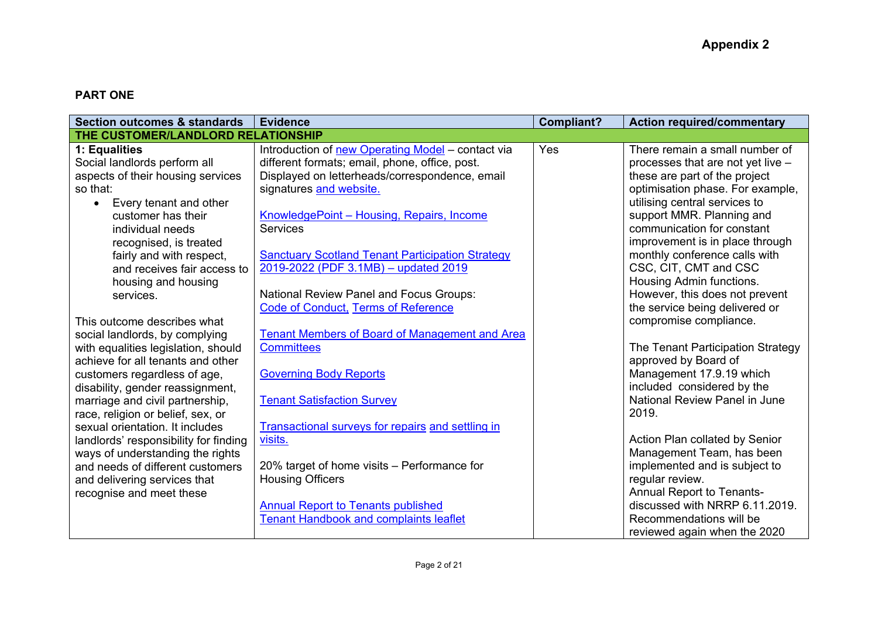**Appendix 2**

**PART ONE**

| Section outcomes & standards | Evidence | Compliant? | Action required/commentary |
|---|---|---|---|
| **THE CUSTOMER/LANDLORD RELATIONSHIP** | | | |
| **1: Equalities**<br>Social landlords perform all aspects of their housing services so that:<br>• Every tenant and other customer has their individual needs recognised, is treated fairly and with respect, and receives fair access to housing and housing services.<br><br>This outcome describes what social landlords, by complying with equalities legislation, should achieve for all tenants and other customers regardless of age, disability, gender reassignment, marriage and civil partnership, race, religion or belief, sex, or sexual orientation. It includes landlords' responsibility for finding ways of understanding the rights and needs of different customers and delivering services that recognise and meet these | Introduction of new Operating Model – contact via different formats; email, phone, office, post. Displayed on letterheads/correspondence, email signatures and website.<br><br>KnowledgePoint – Housing, Repairs, Income Services<br><br>Sanctuary Scotland Tenant Participation Strategy 2019-2022 (PDF 3.1MB) – updated 2019<br><br>National Review Panel and Focus Groups: Code of Conduct, Terms of Reference<br><br>Tenant Members of Board of Management and Area Committees<br><br>Governing Body Reports<br><br>Tenant Satisfaction Survey<br><br>Transactional surveys for repairs and settling in visits.<br><br>20% target of home visits – Performance for Housing Officers<br><br>Annual Report to Tenants published<br>Tenant Handbook and complaints leaflet | Yes | There remain a small number of processes that are not yet live – these are part of the project optimisation phase. For example, utilising central services to support MMR. Planning and communication for constant improvement is in place through monthly conference calls with CSC, CIT, CMT and CSC Housing Admin functions. However, this does not prevent the service being delivered or compromise compliance.<br><br>The Tenant Participation Strategy approved by Board of Management 17.9.19 which included considered by the National Review Panel in June 2019.<br><br>Action Plan collated by Senior Management Team, has been implemented and is subject to regular review.<br>Annual Report to Tenants- discussed with NRRP 6.11.2019. Recommendations will be reviewed again when the 2020 |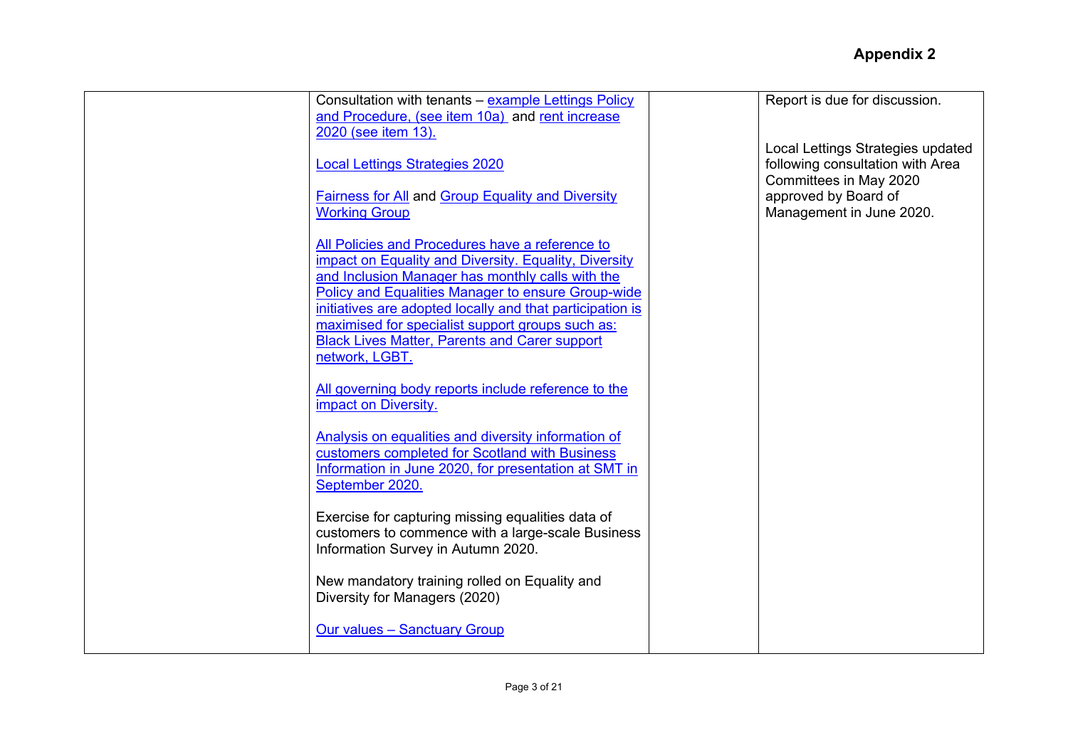**Appendix 2**

| | | | |
|---|---|---|---|
| | Consultation with tenants – example Lettings Policy and Procedure, (see item 10a) and rent increase 2020 (see item 13).<br><br>Local Lettings Strategies 2020<br><br>Fairness for All and Group Equality and Diversity Working Group<br><br>All Policies and Procedures have a reference to impact on Equality and Diversity. Equality, Diversity and Inclusion Manager has monthly calls with the Policy and Equalities Manager to ensure Group-wide initiatives are adopted locally and that participation is maximised for specialist support groups such as: Black Lives Matter, Parents and Carer support network, LGBT.<br><br>All governing body reports include reference to the impact on Diversity.<br><br>Analysis on equalities and diversity information of customers completed for Scotland with Business Information in June 2020, for presentation at SMT in September 2020.<br><br>Exercise for capturing missing equalities data of customers to commence with a large-scale Business Information Survey in Autumn 2020.<br><br>New mandatory training rolled on Equality and Diversity for Managers (2020)<br><br>Our values – Sanctuary Group | | Report is due for discussion.<br><br>Local Lettings Strategies updated following consultation with Area Committees in May 2020 approved by Board of Management in June 2020. |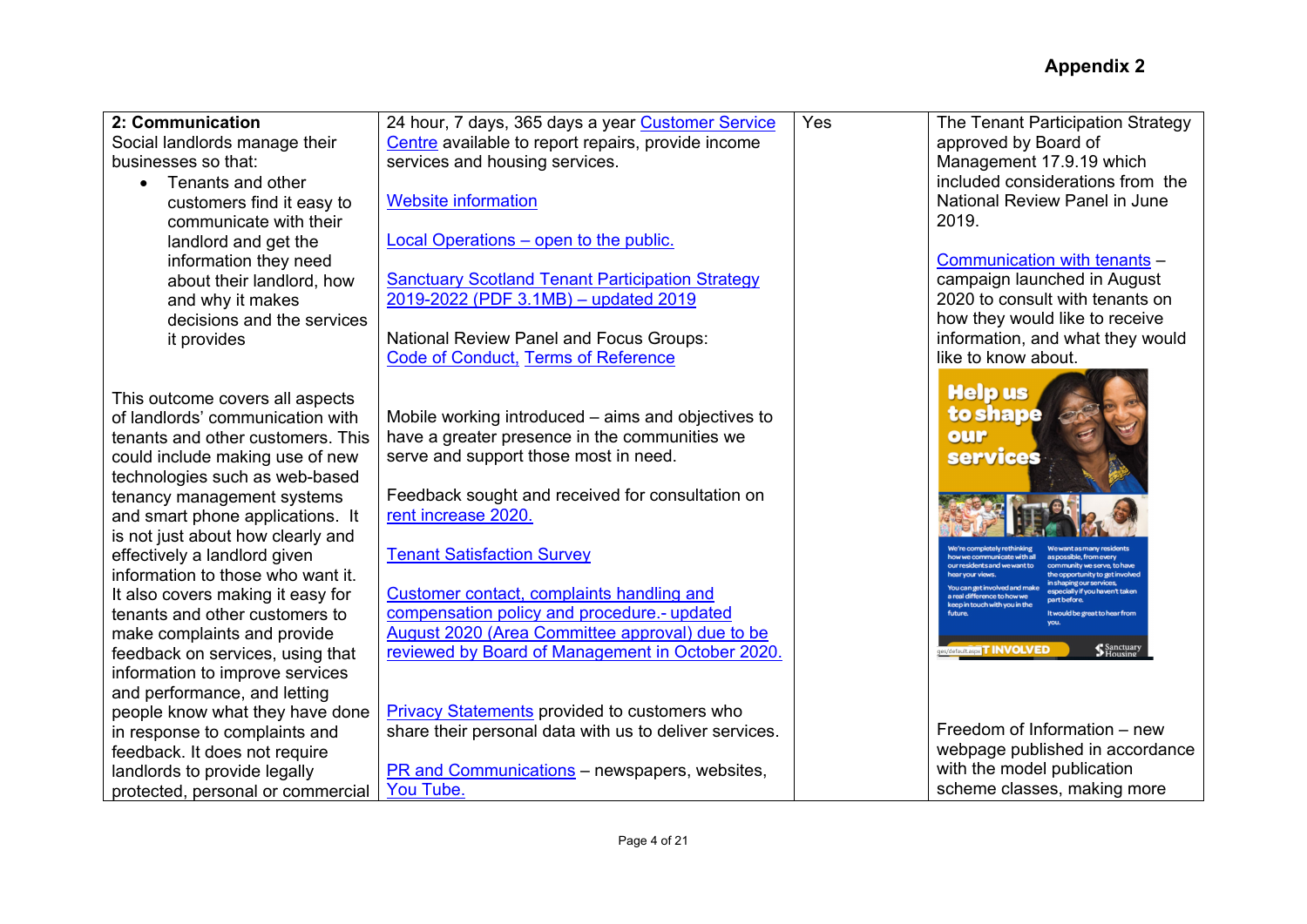**Appendix 2**

| | | | |
|---|---|---|---|
| **2: Communication**<br>Social landlords manage their businesses so that:<br>• Tenants and other customers find it easy to communicate with their landlord and get the information they need about their landlord, how and why it makes decisions and the services it provides<br><br>This outcome covers all aspects of landlords' communication with tenants and other customers. This could include making use of new technologies such as web-based tenancy management systems and smart phone applications. It is not just about how clearly and effectively a landlord given information to those who want it. It also covers making it easy for tenants and other customers to make complaints and provide feedback on services, using that information to improve services and performance, and letting people know what they have done in response to complaints and feedback. It does not require landlords to provide legally protected, personal or commercial | 24 hour, 7 days, 365 days a year Customer Service Centre available to report repairs, provide income services and housing services.<br><br>Website information<br><br>Local Operations – open to the public.<br><br>Sanctuary Scotland Tenant Participation Strategy 2019-2022 (PDF 3.1MB) – updated 2019<br><br>National Review Panel and Focus Groups: Code of Conduct, Terms of Reference<br><br>Mobile working introduced – aims and objectives to have a greater presence in the communities we serve and support those most in need.<br><br>Feedback sought and received for consultation on rent increase 2020.<br><br>Tenant Satisfaction Survey<br><br>Customer contact, complaints handling and compensation policy and procedure.- updated August 2020 (Area Committee approval) due to be reviewed by Board of Management in October 2020.<br><br>Privacy Statements provided to customers who share their personal data with us to deliver services.<br><br>PR and Communications – newspapers, websites, You Tube. | Yes | The Tenant Participation Strategy approved by Board of Management 17.9.19 which included considerations from the National Review Panel in June 2019.<br><br>Communication with tenants – campaign launched in August 2020 to consult with tenants on how they would like to receive information, and what they would like to know about.<br><br>Freedom of Information – new webpage published in accordance with the model publication scheme classes, making more |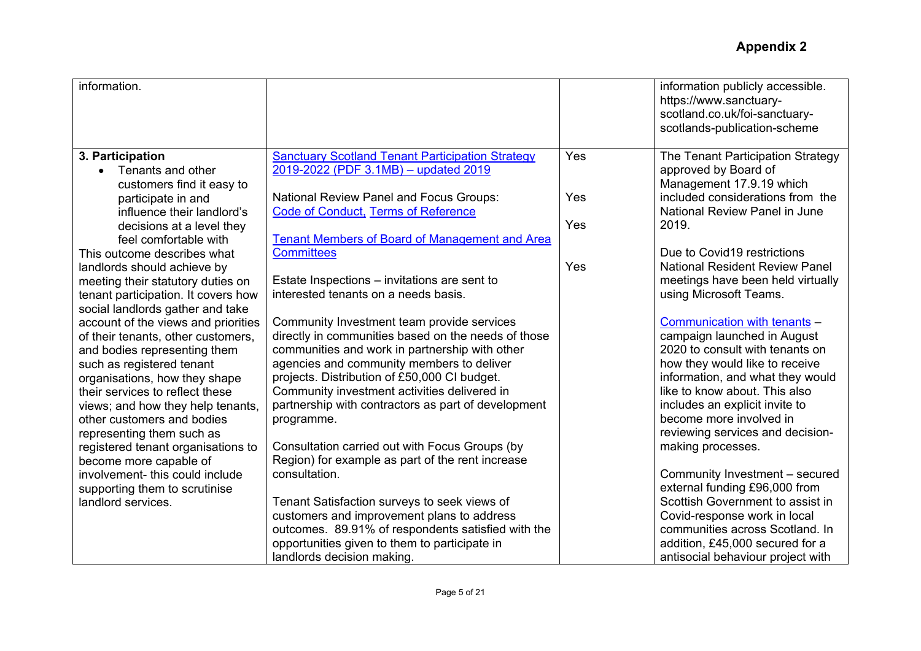**Appendix 2**

| | | | |
|---|---|---|---|
| information. | | | information publicly accessible. https://www.sanctuary-scotland.co.uk/foi-sanctuary-scotlands-publication-scheme |
| **3. Participation**<br>• Tenants and other customers find it easy to participate in and influence their landlord's decisions at a level they feel comfortable with<br>This outcome describes what landlords should achieve by meeting their statutory duties on tenant participation. It covers how social landlords gather and take account of the views and priorities of their tenants, other customers, and bodies representing them such as registered tenant organisations, how they shape their services to reflect these views; and how they help tenants, other customers and bodies representing them such as registered tenant organisations to become more capable of involvement- this could include supporting them to scrutinise landlord services. | Sanctuary Scotland Tenant Participation Strategy 2019-2022 (PDF 3.1MB) – updated 2019<br><br>National Review Panel and Focus Groups: Code of Conduct, Terms of Reference<br><br>Tenant Members of Board of Management and Area Committees<br><br>Estate Inspections – invitations are sent to interested tenants on a needs basis.<br><br>Community Investment team provide services directly in communities based on the needs of those communities and work in partnership with other agencies and community members to deliver projects. Distribution of £50,000 CI budget. Community investment activities delivered in partnership with contractors as part of development programme.<br><br>Consultation carried out with Focus Groups (by Region) for example as part of the rent increase consultation.<br><br>Tenant Satisfaction surveys to seek views of customers and improvement plans to address outcomes. 89.91% of respondents satisfied with the opportunities given to them to participate in landlords decision making. | Yes<br><br>Yes<br><br>Yes<br><br>Yes | The Tenant Participation Strategy approved by Board of Management 17.9.19 which included considerations from the National Review Panel in June 2019.<br><br>Due to Covid19 restrictions National Resident Review Panel meetings have been held virtually using Microsoft Teams.<br><br>Communication with tenants – campaign launched in August 2020 to consult with tenants on how they would like to receive information, and what they would like to know about. This also includes an explicit invite to become more involved in reviewing services and decision-making processes.<br><br>Community Investment – secured external funding £96,000 from Scottish Government to assist in Covid-response work in local communities across Scotland. In addition, £45,000 secured for a antisocial behaviour project with |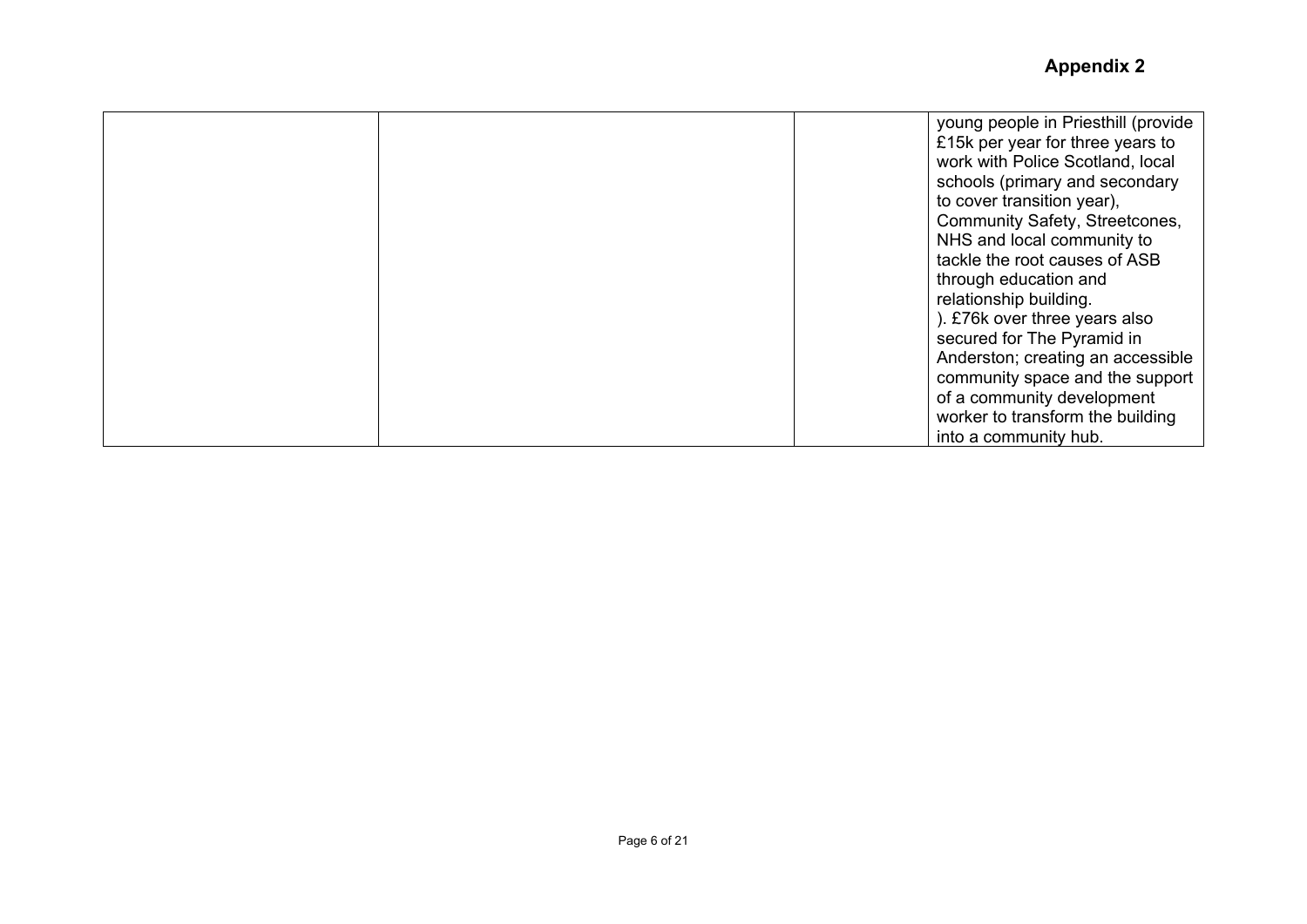**Appendix 2**

| | | | |
|---|---|---|---|
| | | | young people in Priesthill (provide £15k per year for three years to work with Police Scotland, local schools (primary and secondary to cover transition year), Community Safety, Streetcones, NHS and local community to tackle the root causes of ASB through education and relationship building. ). £76k over three years also secured for The Pyramid in Anderston; creating an accessible community space and the support of a community development worker to transform the building into a community hub. |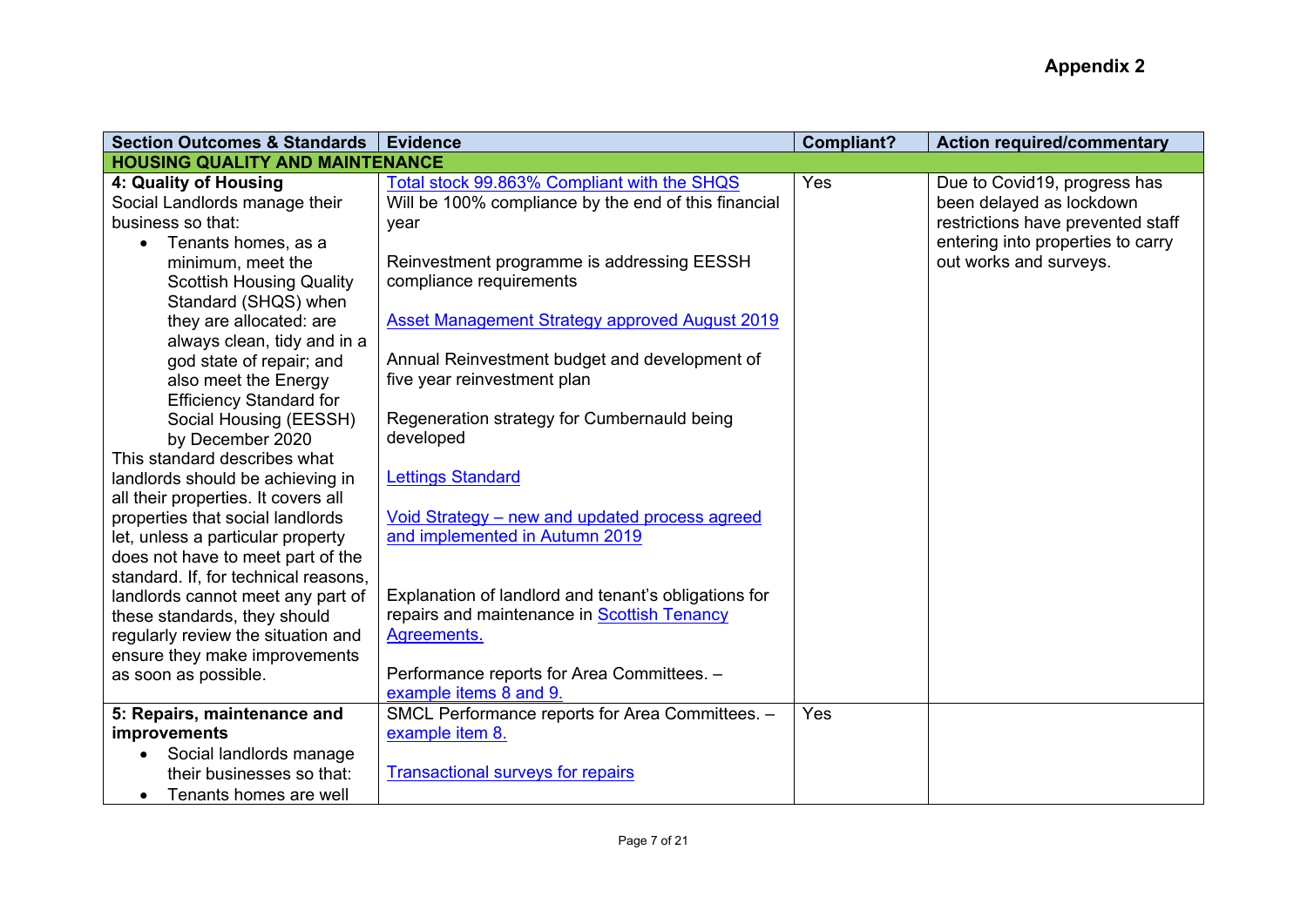## Appendix 2

| Section Outcomes & Standards | Evidence | Compliant? | Action required/commentary |
|---|---|---|---|
| **HOUSING QUALITY AND MAINTENANCE** | | | |
| **4: Quality of Housing**<br>Social Landlords manage their business so that:<br>• Tenants homes, as a minimum, meet the Scottish Housing Quality Standard (SHQS) when they are allocated: are always clean, tidy and in a god state of repair; and also meet the Energy Efficiency Standard for Social Housing (EESSH) by December 2020<br>This standard describes what landlords should be achieving in all their properties. It covers all properties that social landlords let, unless a particular property does not have to meet part of the standard. If, for technical reasons, landlords cannot meet any part of these standards, they should regularly review the situation and ensure they make improvements as soon as possible. | Total stock 99.863% Compliant with the SHQS<br>Will be 100% compliance by the end of this financial year<br><br>Reinvestment programme is addressing EESSH compliance requirements<br><br>Asset Management Strategy approved August 2019<br><br>Annual Reinvestment budget and development of five year reinvestment plan<br><br>Regeneration strategy for Cumbernauld being developed<br><br>Lettings Standard<br><br>Void Strategy – new and updated process agreed and implemented in Autumn 2019<br><br>Explanation of landlord and tenant's obligations for repairs and maintenance in Scottish Tenancy Agreements.<br><br>Performance reports for Area Committees. – example items 8 and 9. | Yes | Due to Covid19, progress has been delayed as lockdown restrictions have prevented staff entering into properties to carry out works and surveys. |
| **5: Repairs, maintenance and improvements**<br>• Social landlords manage their businesses so that:<br>• Tenants homes are well | SMCL Performance reports for Area Committees. – example item 8.<br><br>Transactional surveys for repairs | Yes | |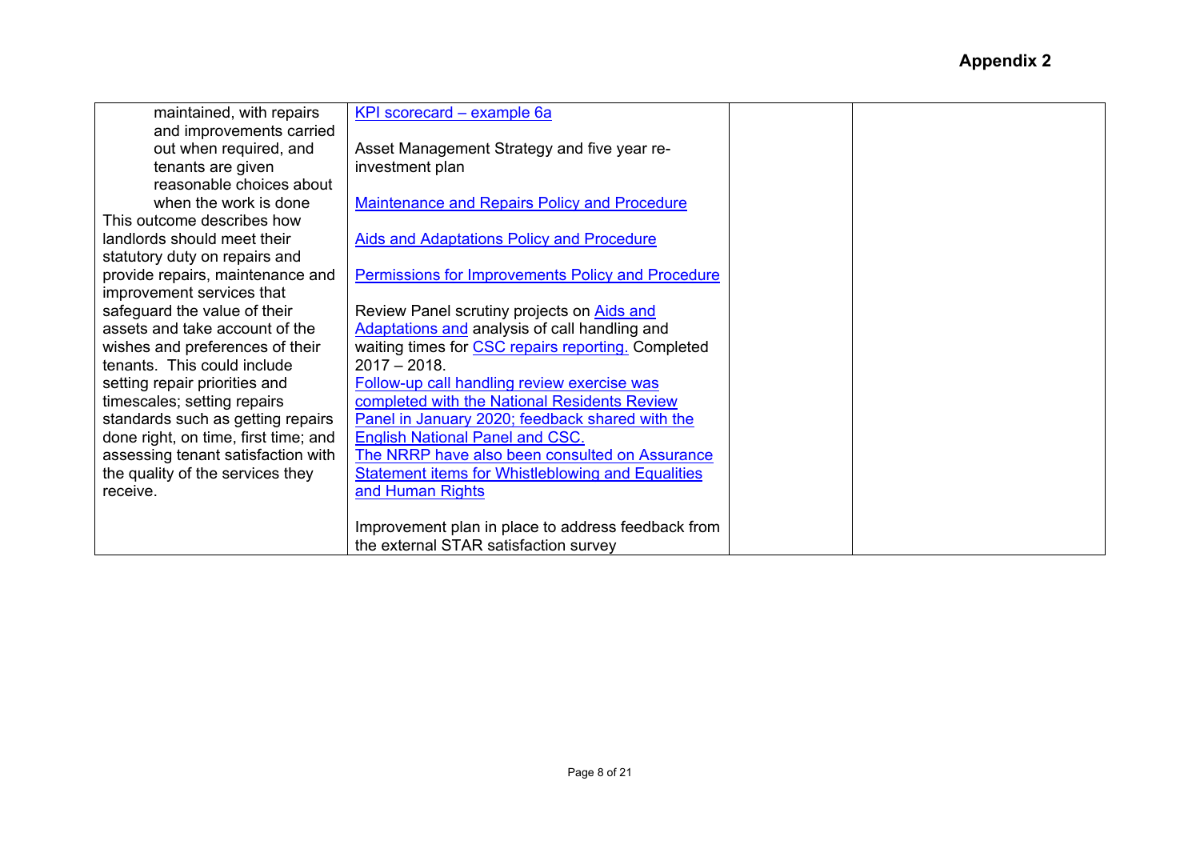**Appendix 2**

| | | | |
|---|---|---|---|
| maintained, with repairs and improvements carried out when required, and tenants are given reasonable choices about when the work is done<br>This outcome describes how landlords should meet their statutory duty on repairs and provide repairs, maintenance and improvement services that safeguard the value of their assets and take account of the wishes and preferences of their tenants. This could include setting repair priorities and timescales; setting repairs standards such as getting repairs done right, on time, first time; and assessing tenant satisfaction with the quality of the services they receive. | KPI scorecard – example 6a<br><br>Asset Management Strategy and five year re-investment plan<br><br>Maintenance and Repairs Policy and Procedure<br><br>Aids and Adaptations Policy and Procedure<br><br>Permissions for Improvements Policy and Procedure<br><br>Review Panel scrutiny projects on Aids and Adaptations and analysis of call handling and waiting times for CSC repairs reporting. Completed 2017 – 2018.<br>Follow-up call handling review exercise was completed with the National Residents Review Panel in January 2020; feedback shared with the English National Panel and CSC.<br>The NRRP have also been consulted on Assurance Statement items for Whistleblowing and Equalities and Human Rights<br><br>Improvement plan in place to address feedback from the external STAR satisfaction survey | | |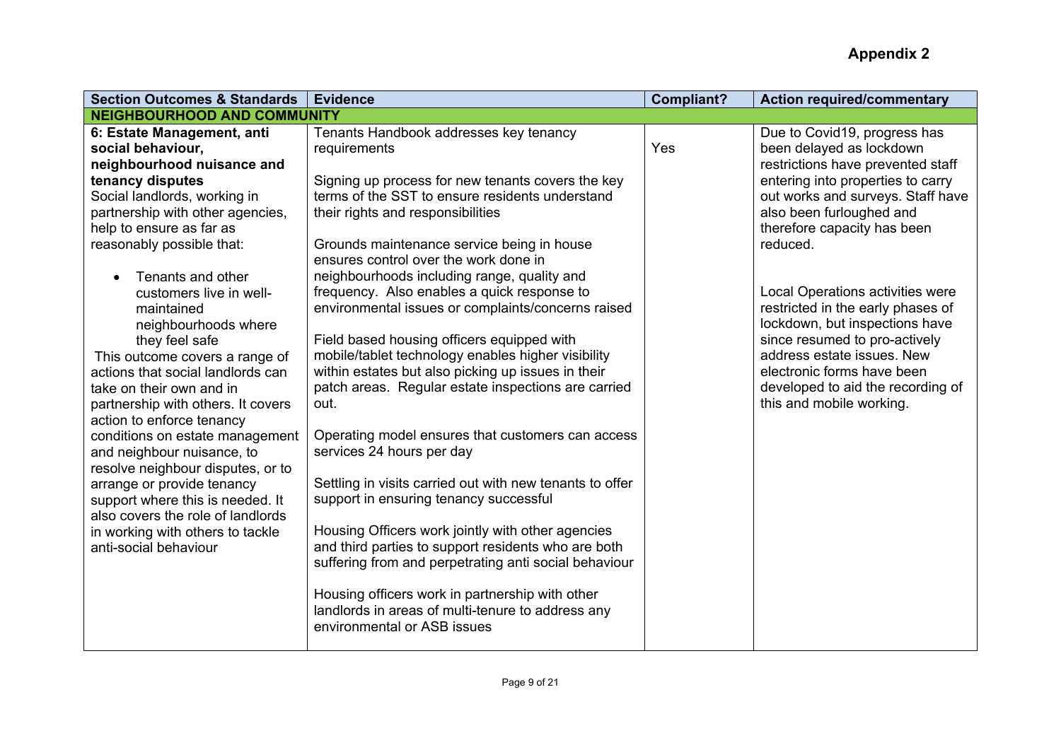**Appendix 2**

| Section Outcomes & Standards | Evidence | Compliant? | Action required/commentary |
|---|---|---|---|
| **NEIGHBOURHOOD AND COMMUNITY** | | | |
| **6: Estate Management, anti social behaviour, neighbourhood nuisance and tenancy disputes**<br>Social landlords, working in partnership with other agencies, help to ensure as far as reasonably possible that:<br><br>• Tenants and other customers live in well-maintained neighbourhoods where they feel safe<br><br>This outcome covers a range of actions that social landlords can take on their own and in partnership with others. It covers action to enforce tenancy conditions on estate management and neighbour nuisance, to resolve neighbour disputes, or to arrange or provide tenancy support where this is needed. It also covers the role of landlords in working with others to tackle anti-social behaviour | Tenants Handbook addresses key tenancy requirements<br><br>Signing up process for new tenants covers the key terms of the SST to ensure residents understand their rights and responsibilities<br><br>Grounds maintenance service being in house ensures control over the work done in neighbourhoods including range, quality and frequency. Also enables a quick response to environmental issues or complaints/concerns raised<br><br>Field based housing officers equipped with mobile/tablet technology enables higher visibility within estates but also picking up issues in their patch areas. Regular estate inspections are carried out.<br><br>Operating model ensures that customers can access services 24 hours per day<br><br>Settling in visits carried out with new tenants to offer support in ensuring tenancy successful<br><br>Housing Officers work jointly with other agencies and third parties to support residents who are both suffering from and perpetrating anti social behaviour<br><br>Housing officers work in partnership with other landlords in areas of multi-tenure to address any environmental or ASB issues | Yes | Due to Covid19, progress has been delayed as lockdown restrictions have prevented staff entering into properties to carry out works and surveys. Staff have also been furloughed and therefore capacity has been reduced.<br><br>Local Operations activities were restricted in the early phases of lockdown, but inspections have since resumed to pro-actively address estate issues. New electronic forms have been developed to aid the recording of this and mobile working. |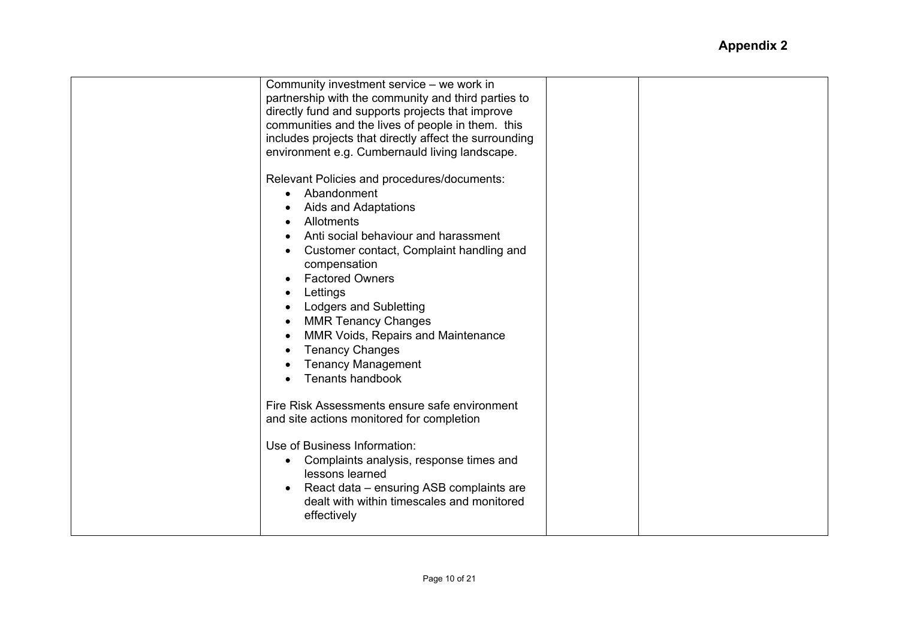**Appendix 2**

| | | | |
|---|---|---|---|
| | Community investment service – we work in partnership with the community and third parties to directly fund and supports projects that improve communities and the lives of people in them. this includes projects that directly affect the surrounding environment e.g. Cumbernauld living landscape.<br><br>Relevant Policies and procedures/documents:<br>• Abandonment<br>• Aids and Adaptations<br>• Allotments<br>• Anti social behaviour and harassment<br>• Customer contact, Complaint handling and compensation<br>• Factored Owners<br>• Lettings<br>• Lodgers and Subletting<br>• MMR Tenancy Changes<br>• MMR Voids, Repairs and Maintenance<br>• Tenancy Changes<br>• Tenancy Management<br>• Tenants handbook<br><br>Fire Risk Assessments ensure safe environment and site actions monitored for completion<br><br>Use of Business Information:<br>• Complaints analysis, response times and lessons learned<br>• React data – ensuring ASB complaints are dealt with within timescales and monitored effectively | | |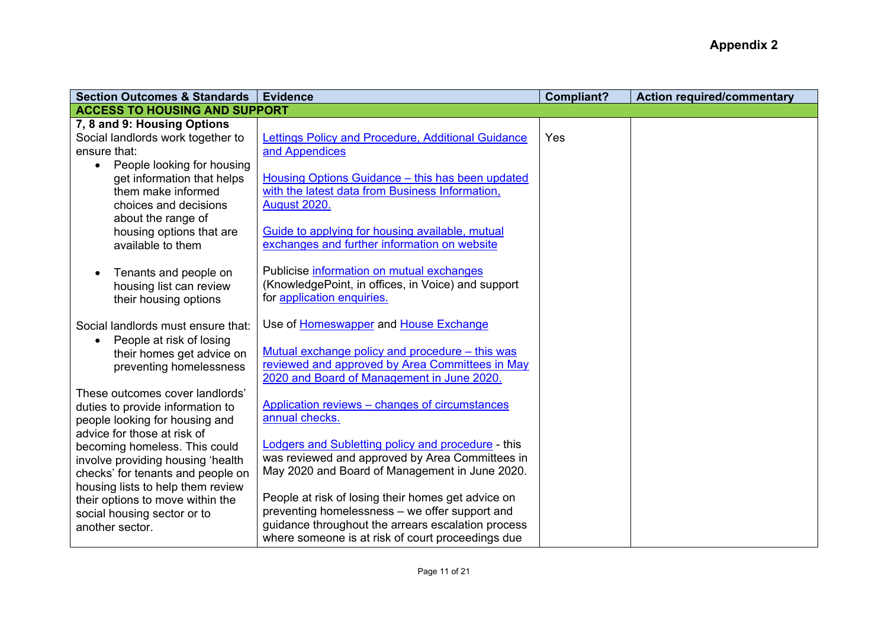**Appendix 2**

| Section Outcomes & Standards | Evidence | Compliant? | Action required/commentary |
| --- | --- | --- | --- |
| **ACCESS TO HOUSING AND SUPPORT** | | | |
| **7, 8 and 9: Housing Options**<br>Social landlords work together to ensure that:<br>• People looking for housing get information that helps them make informed choices and decisions about the range of housing options that are available to them<br>• Tenants and people on housing list can review their housing options<br><br>Social landlords must ensure that:<br>• People at risk of losing their homes get advice on preventing homelessness<br><br>These outcomes cover landlords' duties to provide information to people looking for housing and advice for those at risk of becoming homeless. This could involve providing housing 'health checks' for tenants and people on housing lists to help them review their options to move within the social housing sector or to another sector. | Lettings Policy and Procedure, Additional Guidance and Appendices<br><br>Housing Options Guidance – this has been updated with the latest data from Business Information, August 2020.<br><br>Guide to applying for housing available, mutual exchanges and further information on website<br><br>Publicise information on mutual exchanges (KnowledgePoint, in offices, in Voice) and support for application enquiries.<br><br>Use of Homeswapper and House Exchange<br><br>Mutual exchange policy and procedure – this was reviewed and approved by Area Committees in May 2020 and Board of Management in June 2020.<br><br>Application reviews – changes of circumstances annual checks.<br><br>Lodgers and Subletting policy and procedure - this was reviewed and approved by Area Committees in May 2020 and Board of Management in June 2020.<br><br>People at risk of losing their homes get advice on preventing homelessness – we offer support and guidance throughout the arrears escalation process where someone is at risk of court proceedings due | Yes | |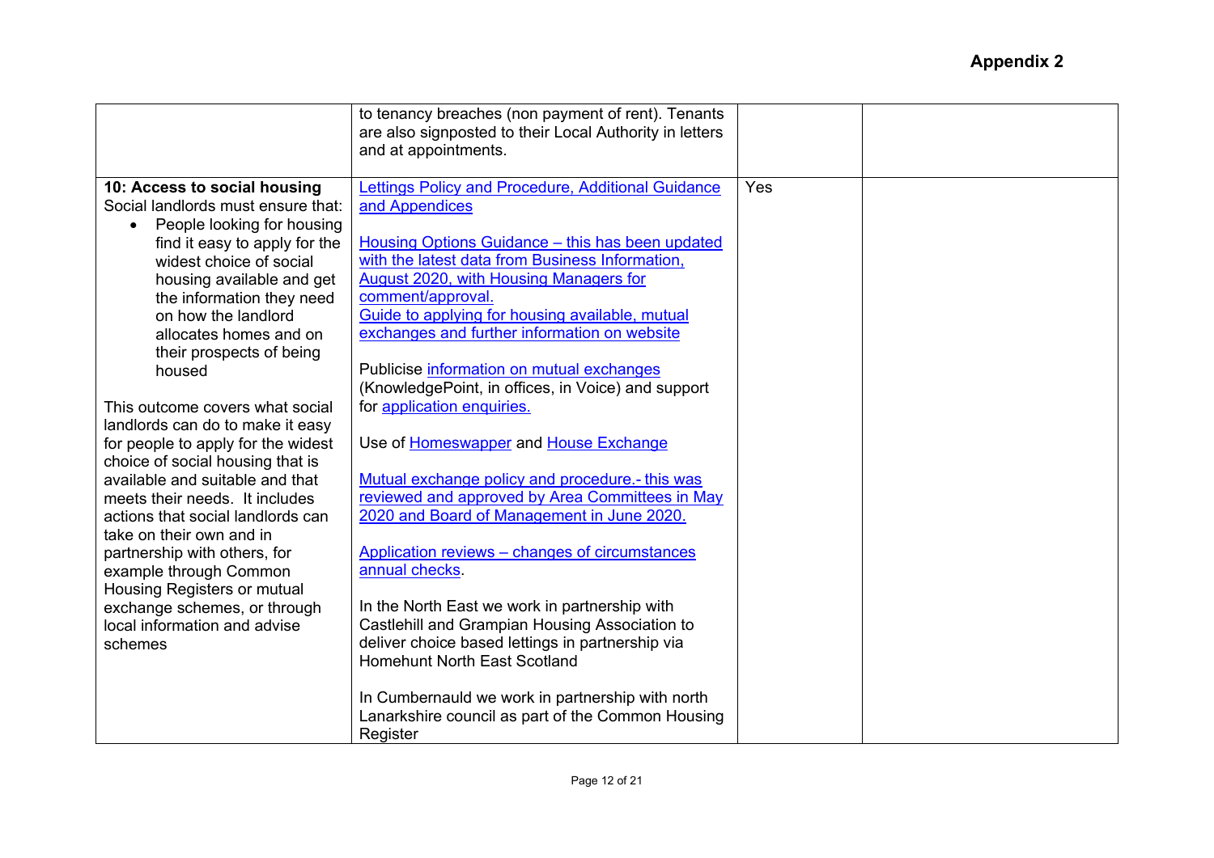**Appendix 2**

| | | | |
|---|---|---|---|
| | to tenancy breaches (non payment of rent). Tenants are also signposted to their Local Authority in letters and at appointments. | | |
| **10: Access to social housing**<br>Social landlords must ensure that:<br>• People looking for housing find it easy to apply for the widest choice of social housing available and get the information they need on how the landlord allocates homes and on their prospects of being housed<br><br>This outcome covers what social landlords can do to make it easy for people to apply for the widest choice of social housing that is available and suitable and that meets their needs. It includes actions that social landlords can take on their own and in partnership with others, for example through Common Housing Registers or mutual exchange schemes, or through local information and advise schemes | Lettings Policy and Procedure, Additional Guidance and Appendices<br><br>Housing Options Guidance – this has been updated with the latest data from Business Information, August 2020, with Housing Managers for comment/approval.<br>Guide to applying for housing available, mutual exchanges and further information on website<br><br>Publicise information on mutual exchanges (KnowledgePoint, in offices, in Voice) and support for application enquiries.<br><br>Use of Homeswapper and House Exchange<br><br>Mutual exchange policy and procedure.- this was reviewed and approved by Area Committees in May 2020 and Board of Management in June 2020.<br><br>Application reviews – changes of circumstances annual checks.<br><br>In the North East we work in partnership with Castlehill and Grampian Housing Association to deliver choice based lettings in partnership via Homehunt North East Scotland<br><br>In Cumbernauld we work in partnership with north Lanarkshire council as part of the Common Housing Register | Yes | |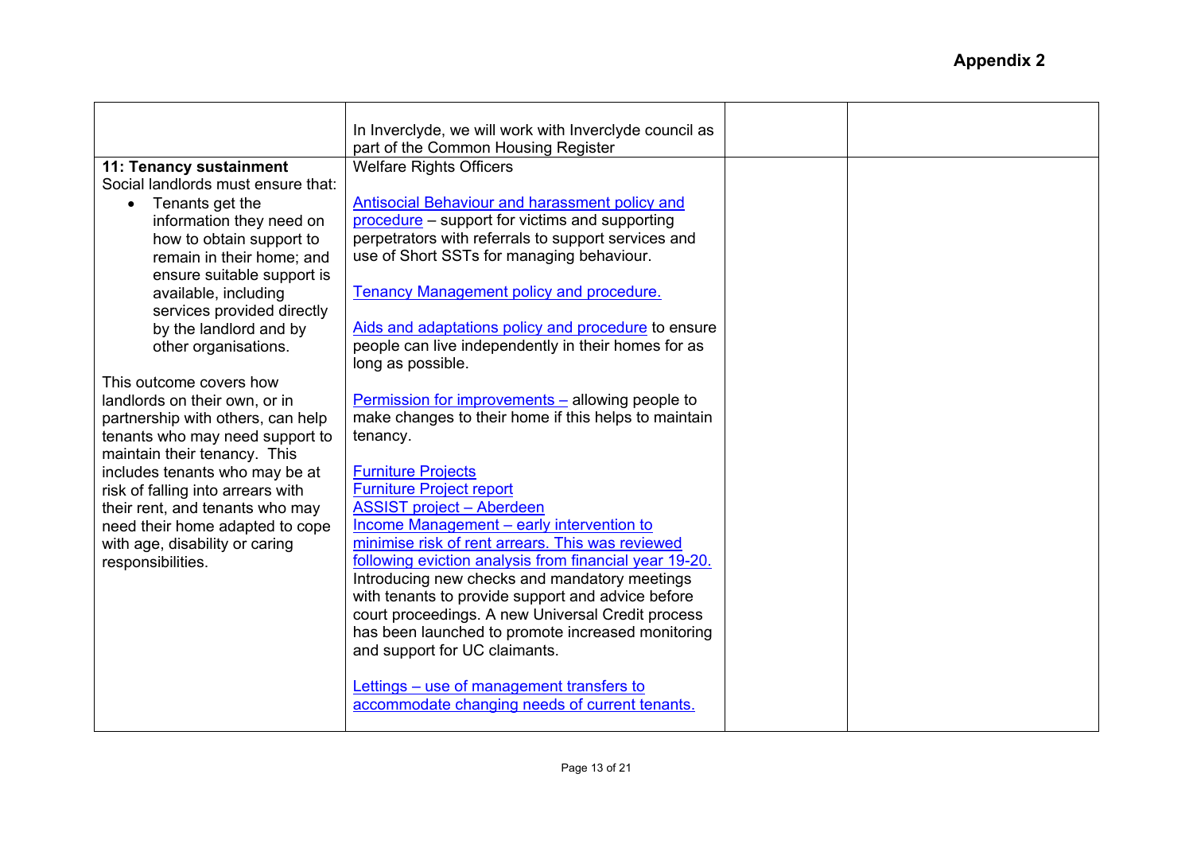**Appendix 2**

| | | | |
|---|---|---|---|
| | In Inverclyde, we will work with Inverclyde council as part of the Common Housing Register | | |
| **11: Tenancy sustainment**<br>Social landlords must ensure that:<br>• Tenants get the information they need on how to obtain support to remain in their home; and ensure suitable support is available, including services provided directly by the landlord and by other organisations.<br><br>This outcome covers how landlords on their own, or in partnership with others, can help tenants who may need support to maintain their tenancy. This includes tenants who may be at risk of falling into arrears with their rent, and tenants who may need their home adapted to cope with age, disability or caring responsibilities. | Welfare Rights Officers<br><br>Antisocial Behaviour and harassment policy and procedure – support for victims and supporting perpetrators with referrals to support services and use of Short SSTs for managing behaviour.<br><br>Tenancy Management policy and procedure.<br><br>Aids and adaptations policy and procedure to ensure people can live independently in their homes for as long as possible.<br><br>Permission for improvements – allowing people to make changes to their home if this helps to maintain tenancy.<br><br>Furniture Projects<br>Furniture Project report<br>ASSIST project – Aberdeen<br>Income Management – early intervention to minimise risk of rent arrears. This was reviewed following eviction analysis from financial year 19-20. Introducing new checks and mandatory meetings with tenants to provide support and advice before court proceedings. A new Universal Credit process has been launched to promote increased monitoring and support for UC claimants.<br><br>Lettings – use of management transfers to accommodate changing needs of current tenants. | | |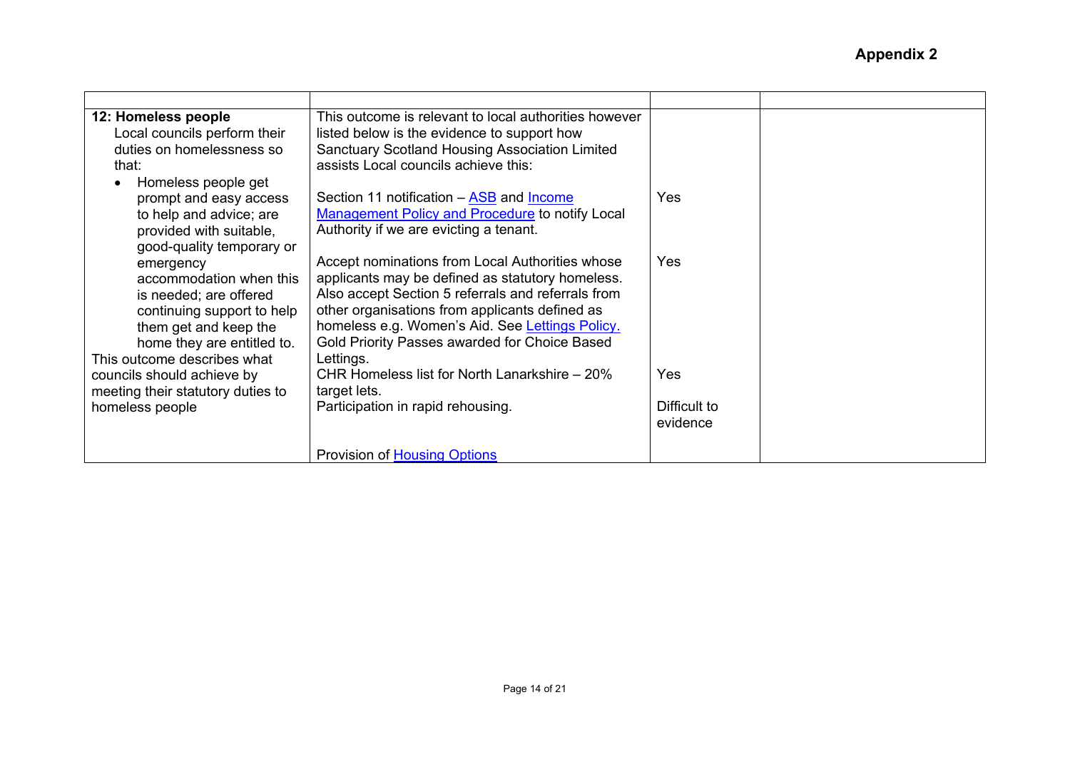**Appendix 2**

| | | | |
|---|---|---|---|
| **12: Homeless people**<br>Local councils perform their duties on homelessness so that:<br>• Homeless people get prompt and easy access to help and advice; are provided with suitable, good-quality temporary or emergency accommodation when this is needed; are offered continuing support to help them get and keep the home they are entitled to.<br>This outcome describes what councils should achieve by meeting their statutory duties to homeless people | This outcome is relevant to local authorities however listed below is the evidence to support how Sanctuary Scotland Housing Association Limited assists Local councils achieve this:<br><br>Section 11 notification – ASB and Income Management Policy and Procedure to notify Local Authority if we are evicting a tenant.<br><br>Accept nominations from Local Authorities whose applicants may be defined as statutory homeless. Also accept Section 5 referrals and referrals from other organisations from applicants defined as homeless e.g. Women's Aid. See Lettings Policy. Gold Priority Passes awarded for Choice Based Lettings.<br>CHR Homeless list for North Lanarkshire – 20% target lets.<br>Participation in rapid rehousing.<br><br>Provision of Housing Options | <br><br><br><br>Yes<br><br><br><br>Yes<br><br><br><br><br><br><br>Yes<br><br>Difficult to evidence | |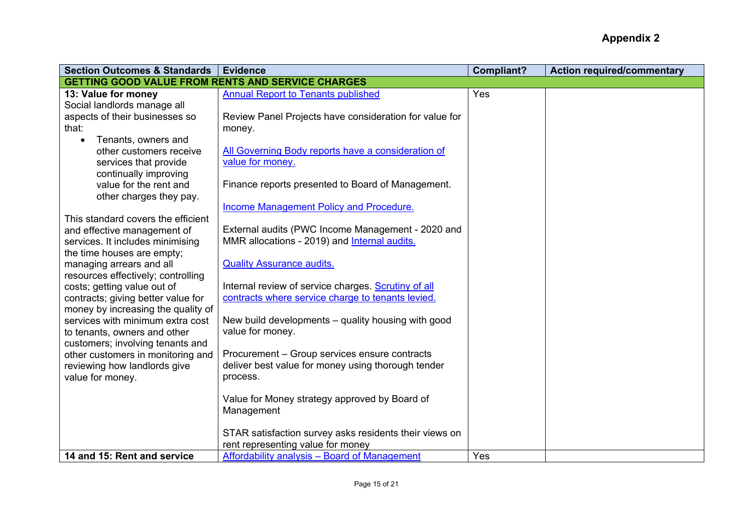**Appendix 2**

| Section Outcomes & Standards | Evidence | Compliant? | Action required/commentary |
|---|---|---|---|
| **GETTING GOOD VALUE FROM RENTS AND SERVICE CHARGES** | | | |
| **13: Value for money**<br>Social landlords manage all aspects of their businesses so that:<br>• Tenants, owners and other customers receive services that provide continually improving value for the rent and other charges they pay.<br><br>This standard covers the efficient and effective management of services. It includes minimising the time houses are empty; managing arrears and all resources effectively; controlling costs; getting value out of contracts; giving better value for money by increasing the quality of services with minimum extra cost to tenants, owners and other customers; involving tenants and other customers in monitoring and reviewing how landlords give value for money. | Annual Report to Tenants published<br><br>Review Panel Projects have consideration for value for money.<br><br>All Governing Body reports have a consideration of value for money.<br><br>Finance reports presented to Board of Management.<br><br>Income Management Policy and Procedure.<br><br>External audits (PWC Income Management - 2020 and MMR allocations - 2019) and Internal audits.<br><br>Quality Assurance audits.<br><br>Internal review of service charges. Scrutiny of all contracts where service charge to tenants levied.<br><br>New build developments – quality housing with good value for money.<br><br>Procurement – Group services ensure contracts deliver best value for money using thorough tender process.<br><br>Value for Money strategy approved by Board of Management<br><br>STAR satisfaction survey asks residents their views on rent representing value for money | Yes | |
| **14 and 15: Rent and service** | Affordability analysis – Board of Management | Yes | |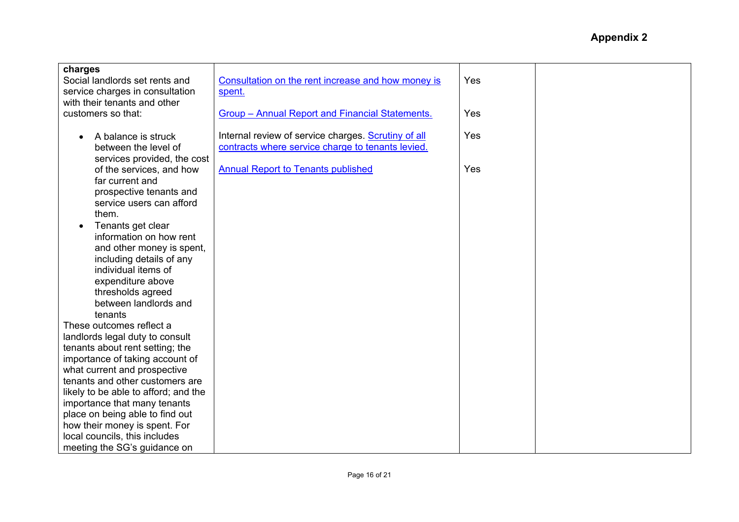**Appendix 2**

| | | | |
|---|---|---|---|
| **charges**<br>Social landlords set rents and service charges in consultation with their tenants and other customers so that:<br>• A balance is struck between the level of services provided, the cost of the services, and how far current and prospective tenants and service users can afford them.<br>• Tenants get clear information on how rent and other money is spent, including details of any individual items of expenditure above thresholds agreed between landlords and tenants<br>These outcomes reflect a landlords legal duty to consult tenants about rent setting; the importance of taking account of what current and prospective tenants and other customers are likely to be able to afford; and the importance that many tenants place on being able to find out how their money is spent. For local councils, this includes meeting the SG's guidance on | Consultation on the rent increase and how money is spent.<br><br>Group – Annual Report and Financial Statements.<br><br>Internal review of service charges. Scrutiny of all contracts where service charge to tenants levied.<br><br>Annual Report to Tenants published | Yes<br><br>Yes<br><br>Yes<br><br>Yes | |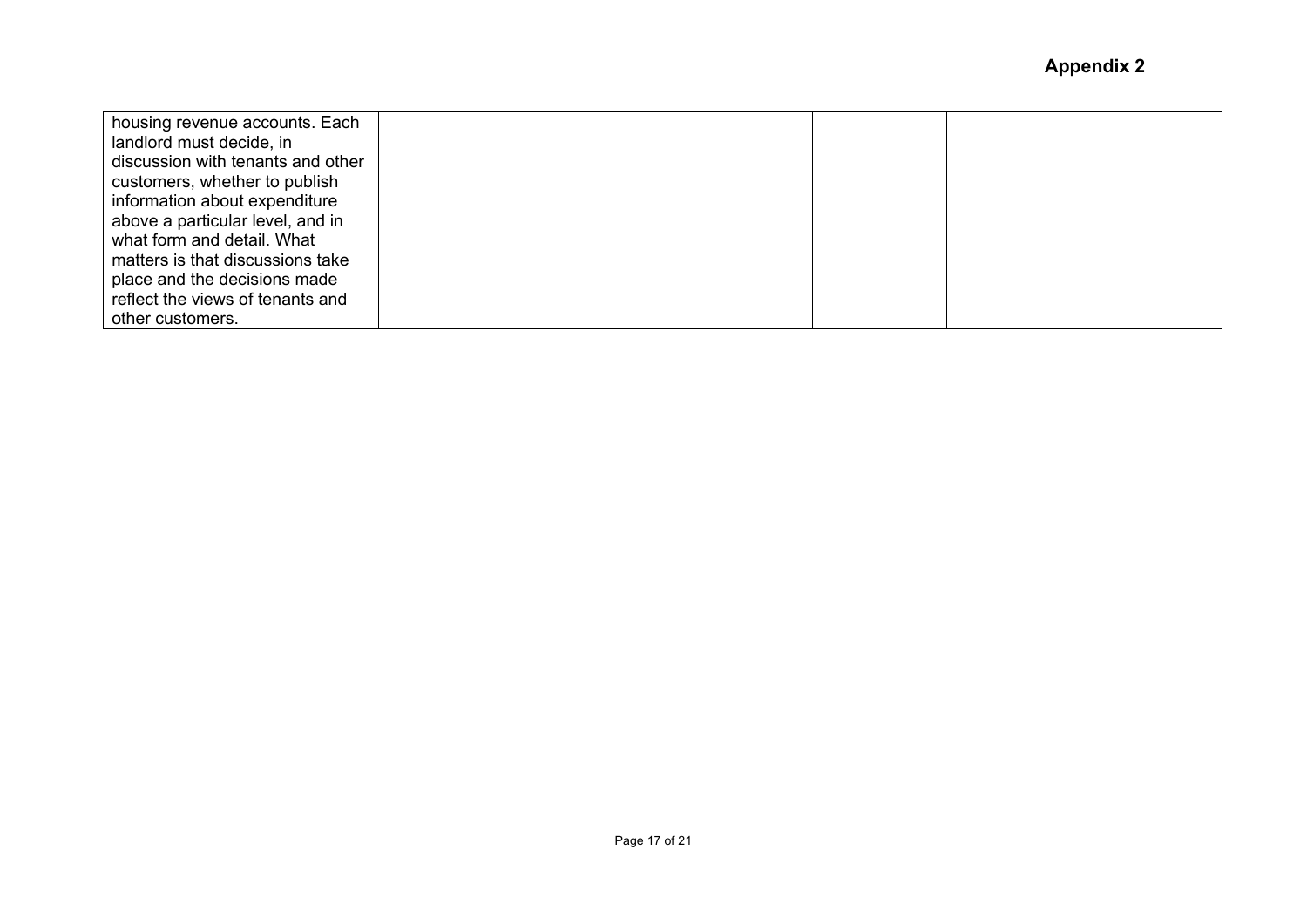| | | | |
|---|---|---|---|
| housing revenue accounts. Each landlord must decide, in discussion with tenants and other customers, whether to publish information about expenditure above a particular level, and in what form and detail. What matters is that discussions take place and the decisions made reflect the views of tenants and other customers. | | | |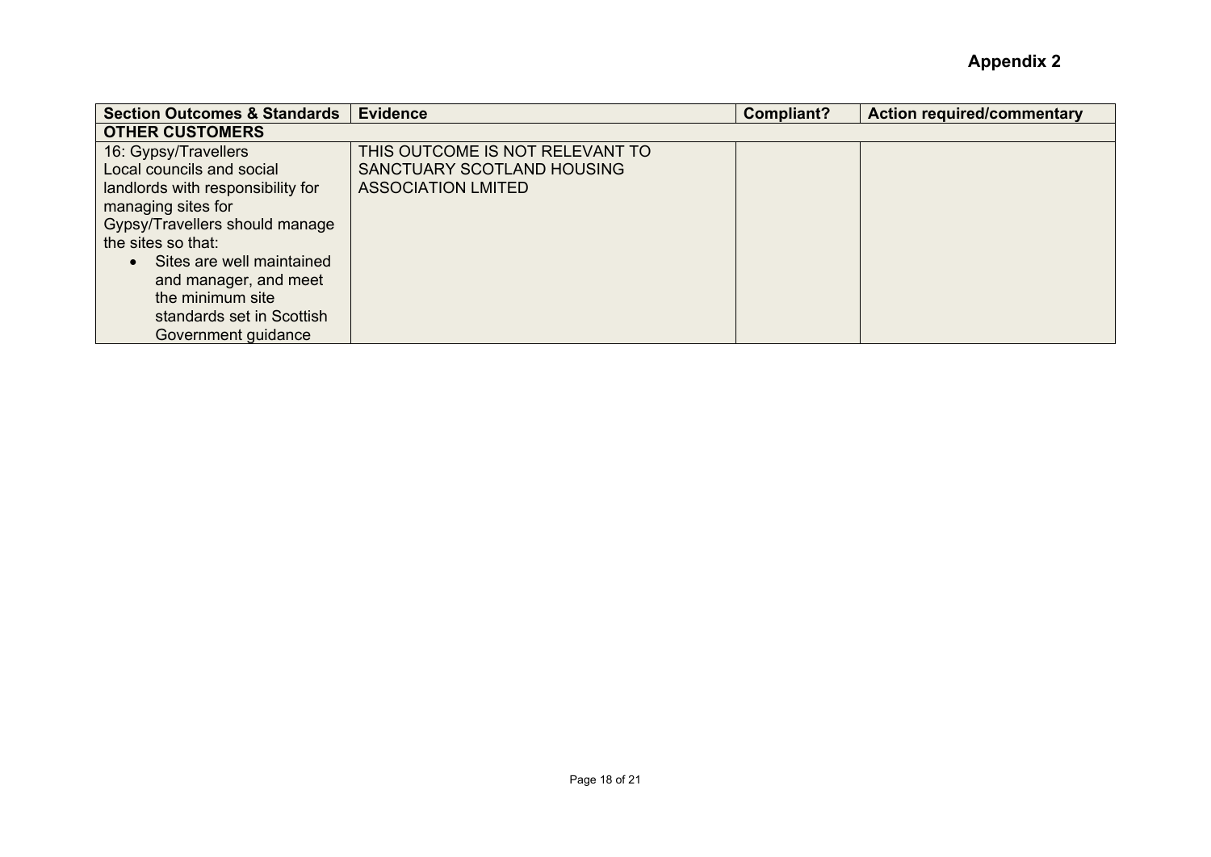**Appendix 2**

| Section Outcomes & Standards | Evidence | Compliant? | Action required/commentary |
|---|---|---|---|
| **OTHER CUSTOMERS** | | | |
| 16: Gypsy/Travellers<br>Local councils and social landlords with responsibility for managing sites for Gypsy/Travellers should manage the sites so that:<br>• Sites are well maintained and manager, and meet the minimum site standards set in Scottish Government guidance | THIS OUTCOME IS NOT RELEVANT TO SANCTUARY SCOTLAND HOUSING ASSOCIATION LMITED | | |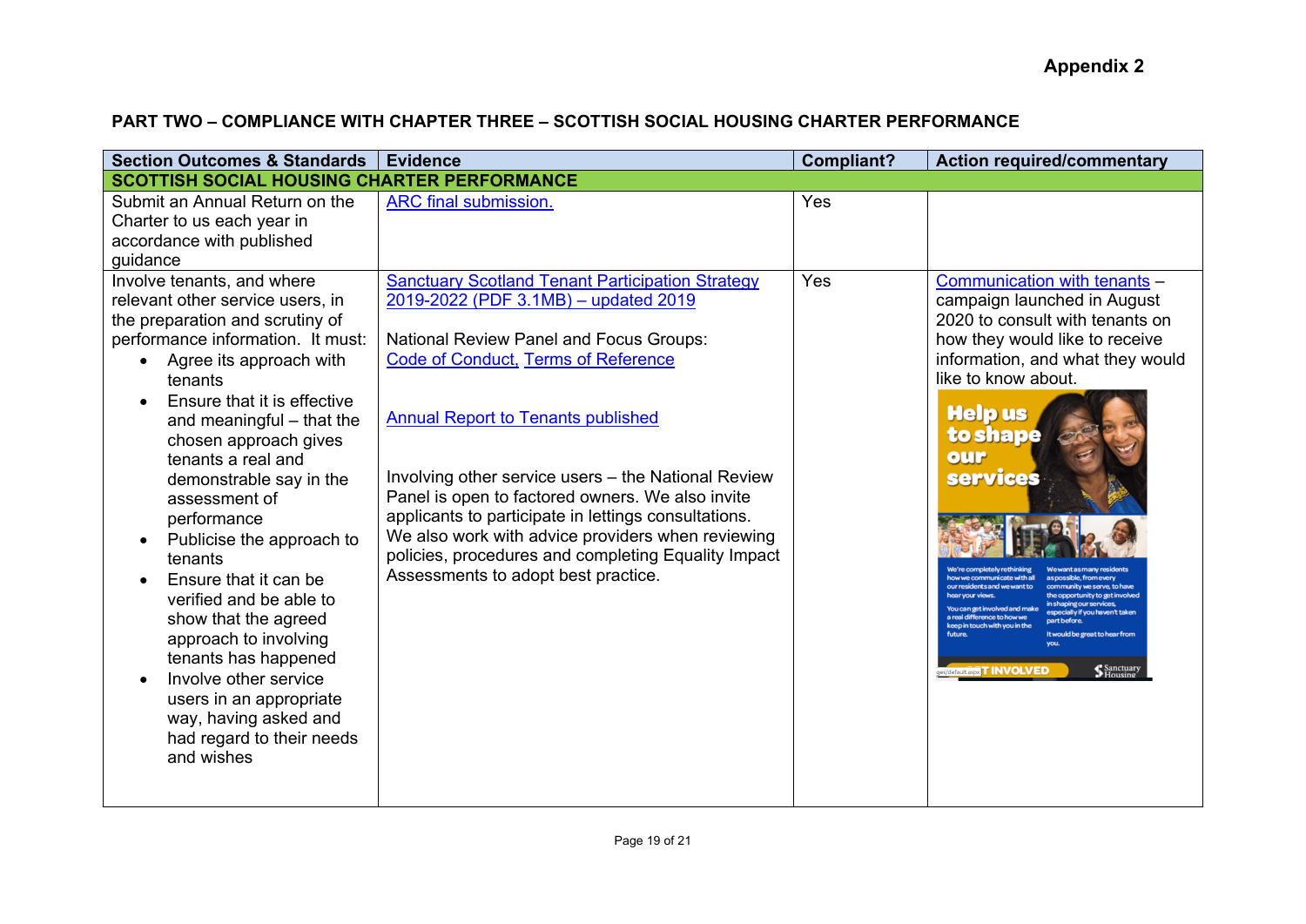**Appendix 2**

**PART TWO – COMPLIANCE WITH CHAPTER THREE – SCOTTISH SOCIAL HOUSING CHARTER PERFORMANCE**

| Section Outcomes & Standards | Evidence | Compliant? | Action required/commentary |
|---|---|---|---|
| **SCOTTISH SOCIAL HOUSING CHARTER PERFORMANCE** | | | |
| Submit an Annual Return on the Charter to us each year in accordance with published guidance | ARC final submission. | Yes | |
| Involve tenants, and where relevant other service users, in the preparation and scrutiny of performance information. It must:<br>• Agree its approach with tenants<br>• Ensure that it is effective and meaningful – that the chosen approach gives tenants a real and demonstrable say in the assessment of performance<br>• Publicise the approach to tenants<br>• Ensure that it can be verified and be able to show that the agreed approach to involving tenants has happened<br>• Involve other service users in an appropriate way, having asked and had regard to their needs and wishes | Sanctuary Scotland Tenant Participation Strategy 2019-2022 (PDF 3.1MB) – updated 2019<br><br>National Review Panel and Focus Groups: Code of Conduct, Terms of Reference<br><br>Annual Report to Tenants published<br><br>Involving other service users – the National Review Panel is open to factored owners. We also invite applicants to participate in lettings consultations. We also work with advice providers when reviewing policies, procedures and completing Equality Impact Assessments to adopt best practice. | Yes | Communication with tenants – campaign launched in August 2020 to consult with tenants on how they would like to receive information, and what they would like to know about. |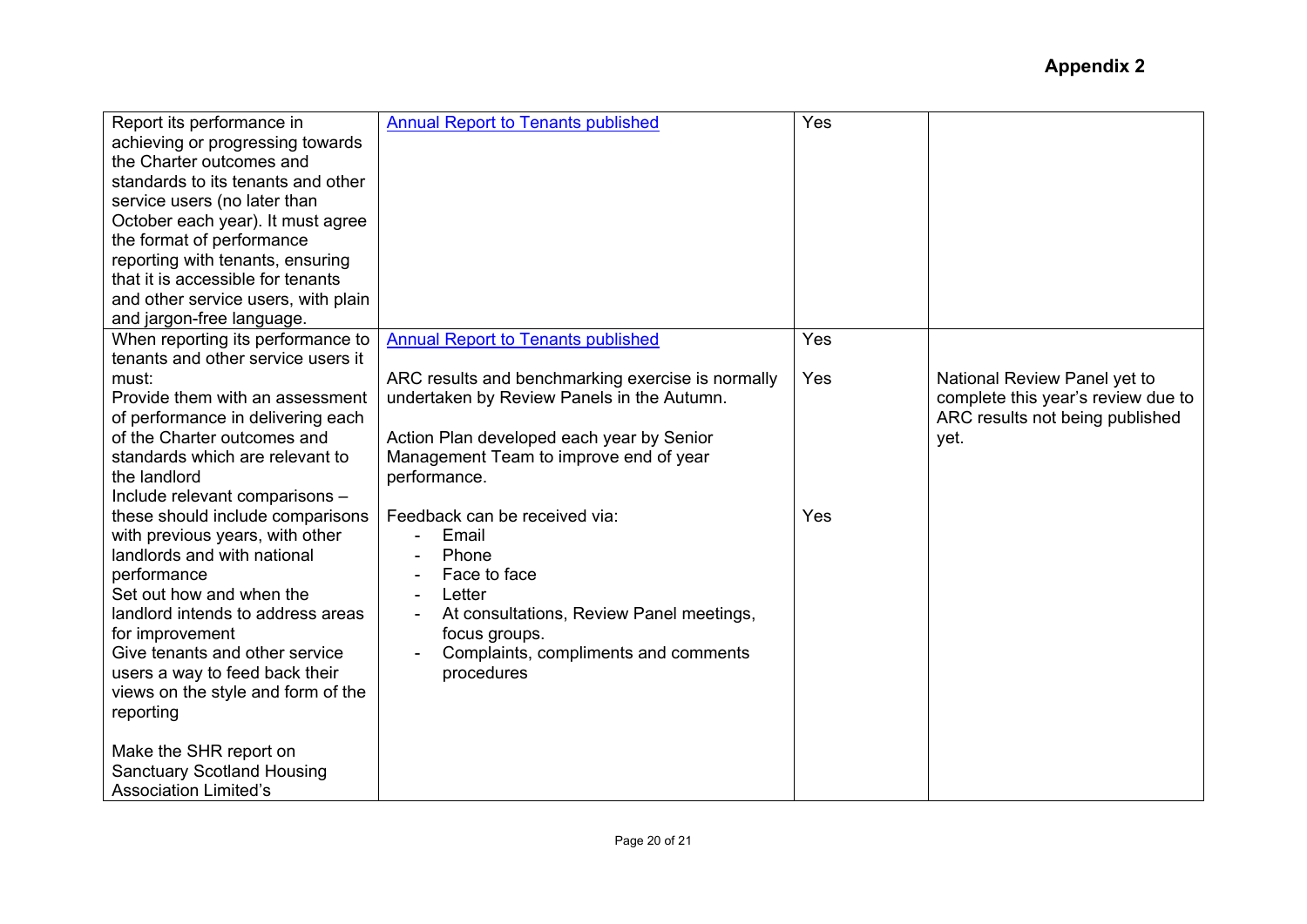**Appendix 2**

| | | | |
|---|---|---|---|
| Report its performance in achieving or progressing towards the Charter outcomes and standards to its tenants and other service users (no later than October each year). It must agree the format of performance reporting with tenants, ensuring that it is accessible for tenants and other service users, with plain and jargon-free language. | [Annual Report to Tenants published]() | Yes | |
| When reporting its performance to tenants and other service users it must:<br>Provide them with an assessment of performance in delivering each of the Charter outcomes and standards which are relevant to the landlord<br>Include relevant comparisons – these should include comparisons with previous years, with other landlords and with national performance<br>Set out how and when the landlord intends to address areas for improvement<br>Give tenants and other service users a way to feed back their views on the style and form of the reporting<br><br>Make the SHR report on Sanctuary Scotland Housing Association Limited's | [Annual Report to Tenants published]()<br><br>ARC results and benchmarking exercise is normally undertaken by Review Panels in the Autumn.<br><br>Action Plan developed each year by Senior Management Team to improve end of year performance.<br><br>Feedback can be received via:<br>- Email<br>- Phone<br>- Face to face<br>- Letter<br>- At consultations, Review Panel meetings, focus groups.<br>- Complaints, compliments and comments procedures | Yes<br><br>Yes<br><br><br><br><br><br>Yes | <br><br>National Review Panel yet to complete this year's review due to ARC results not being published yet. |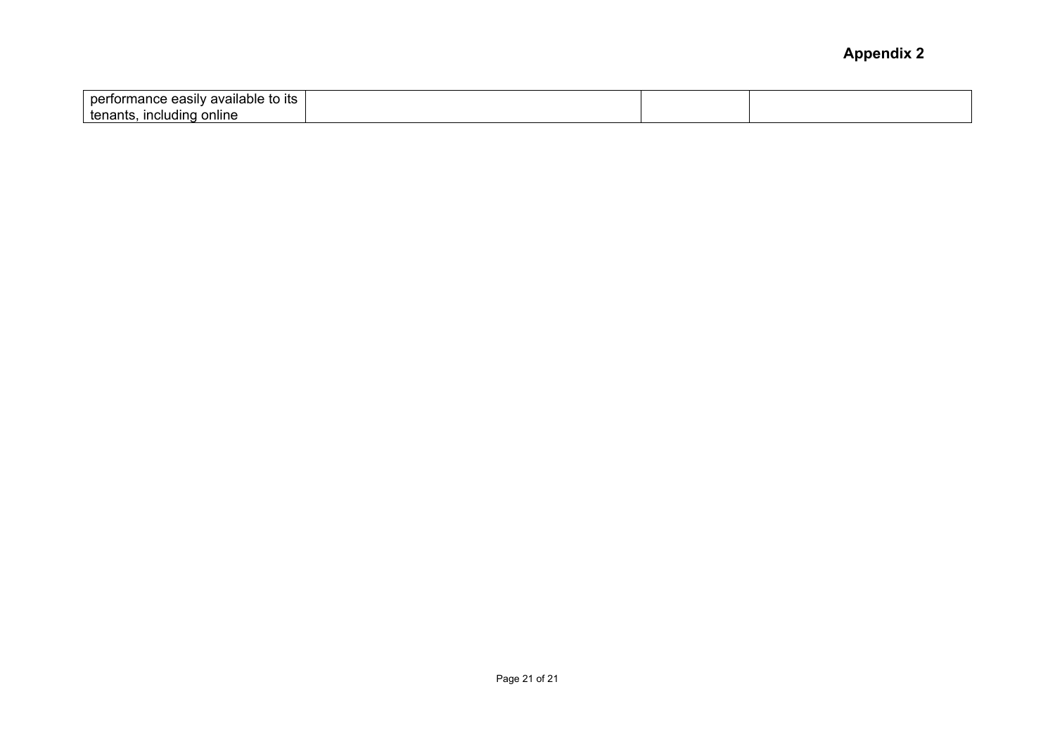**Appendix 2**

| | | | |
|---|---|---|---|
| performance easily available to its tenants, including online | | | |